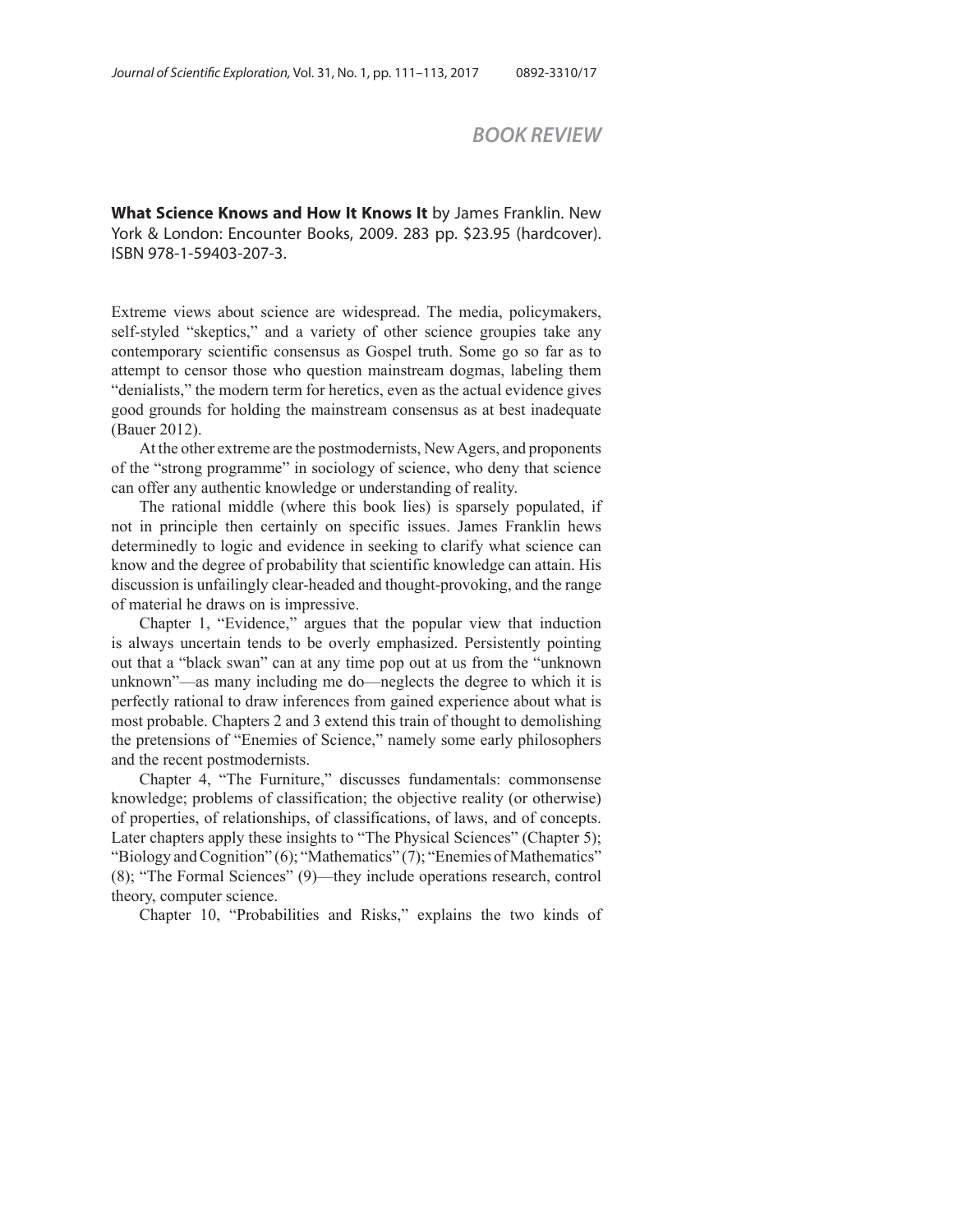## BOOK REVIEW

**What Science Knows and How It Knows It** by James Franklin. New York & London: Encounter Books, 2009. 283 pp. $23.95 (hardcover). ISBN 978-1-59403-207-3.

Extreme views about science are widespread. The media, policymakers, self-styled "skeptics," and a variety of other science groupies take any contemporary scientific consensus as Gospel truth. Some go so far as to attempt to censor those who question mainstream dogmas, labeling them "denialists," the modern term for heretics, even as the actual evidence gives good grounds for holding the mainstream consensus as at best inadequate (Bauer 2012).

At the other extreme are the postmodernists, New Agers, and proponents of the "strong programme" in sociology of science, who deny that science can offer any authentic knowledge or understanding of reality.

The rational middle (where this book lies) is sparsely populated, if not in principle then certainly on specific issues. James Franklin hews determinedly to logic and evidence in seeking to clarify what science can know and the degree of probability that scientific knowledge can attain. His discussion is unfailingly clear-headed and thought-provoking, and the range of material he draws on is impressive.

Chapter 1, "Evidence," argues that the popular view that induction is always uncertain tends to be overly emphasized. Persistently pointing out that a "black swan" can at any time pop out at us from the "unknown unknown"—as many including me do—neglects the degree to which it is perfectly rational to draw inferences from gained experience about what is most probable. Chapters 2 and 3 extend this train of thought to demolishing the pretensions of "Enemies of Science," namely some early philosophers and the recent postmodernists.

Chapter 4, "The Furniture," discusses fundamentals: commonsense knowledge; problems of classification; the objective reality (or otherwise) of properties, of relationships, of classifications, of laws, and of concepts. Later chapters apply these insights to "The Physical Sciences" (Chapter 5); "Biology and Cognition" (6); "Mathematics" (7); "Enemies of Mathematics" (8); "The Formal Sciences" (9)—they include operations research, control theory, computer science.

Chapter 10, "Probabilities and Risks," explains the two kinds of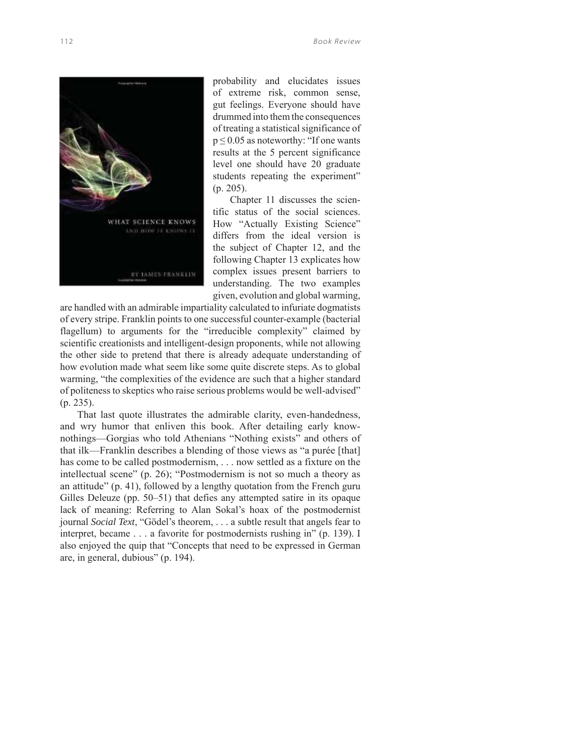probability and elucidates issues of extreme risk, common sense, gut feelings. Everyone should have drummed into them the consequences of treating a statistical significance of $p \leq 0.05$ as noteworthy: "If one wants results at the 5 percent significance level one should have 20 graduate students repeating the experiment" (p. 205).

Chapter 11 discusses the scientific status of the social sciences. How "Actually Existing Science" differs from the ideal version is the subject of Chapter 12, and the following Chapter 13 explicates how complex issues present barriers to understanding. The two examples given, evolution and global warming, are handled with an admirable impartiality calculated to infuriate dogmatists of every stripe. Franklin points to one successful counter-example (bacterial flagellum) to arguments for the "irreducible complexity" claimed by scientific creationists and intelligent-design proponents, while not allowing the other side to pretend that there is already adequate understanding of how evolution made what seem like some quite discrete steps. As to global warming, "the complexities of the evidence are such that a higher standard of politeness to skeptics who raise serious problems would be well-advised" (p. 235).

That last quote illustrates the admirable clarity, even-handedness, and wry humor that enliven this book. After detailing early know-nothings—Gorgias who told Athenians "Nothing exists" and others of that ilk—Franklin describes a blending of those views as "a purée [that] has come to be called postmodernism, . . . now settled as a fixture on the intellectual scene" (p. 26); "Postmodernism is not so much a theory as an attitude" (p. 41), followed by a lengthy quotation from the French guru Gilles Deleuze (pp. 50–51) that defies any attempted satire in its opaque lack of meaning: Referring to Alan Sokal's hoax of the postmodernist journal *Social Text*, "Gödel's theorem, . . . a subtle result that angels fear to interpret, became . . . a favorite for postmodernists rushing in" (p. 139). I also enjoyed the quip that "Concepts that need to be expressed in German are, in general, dubious" (p. 194).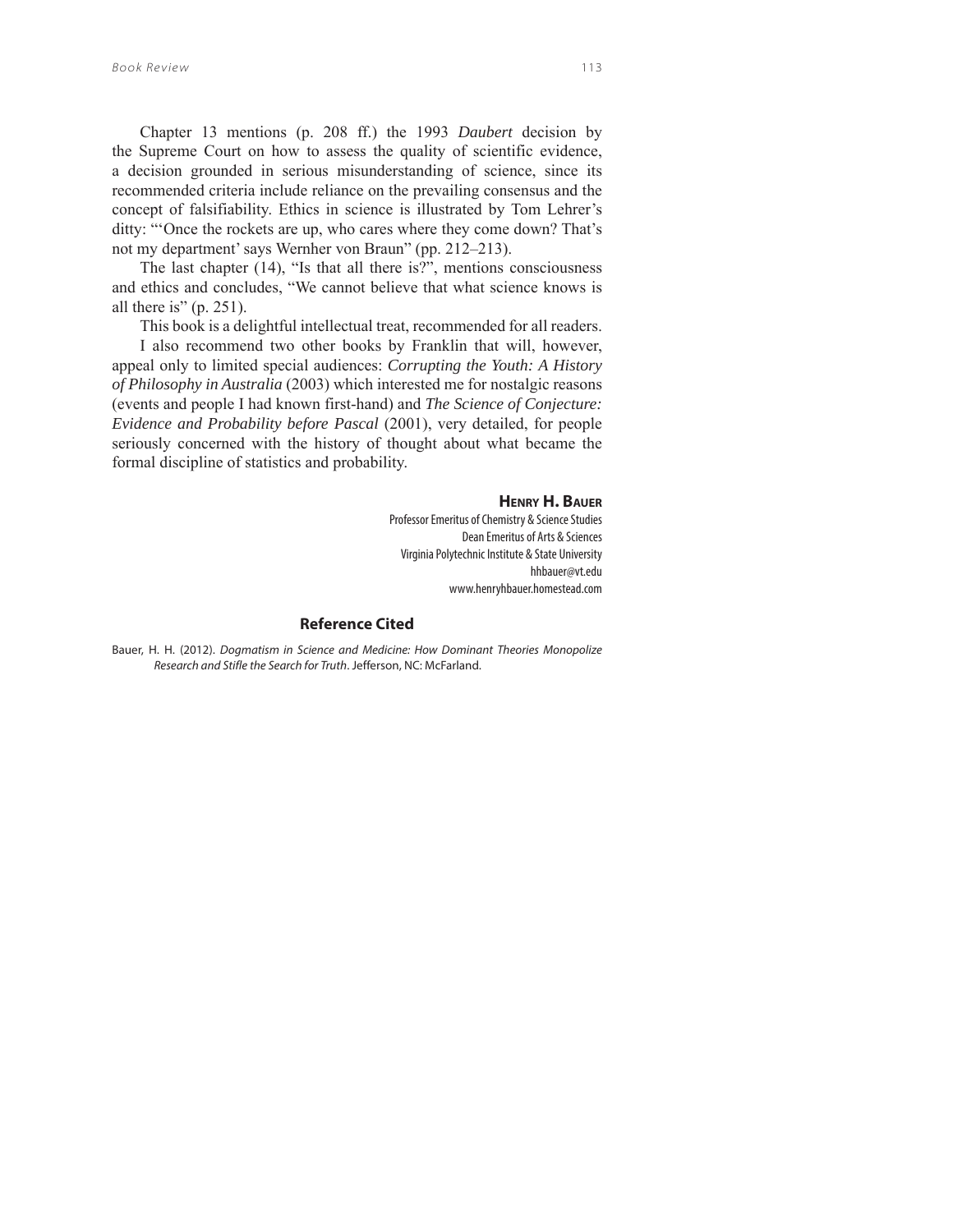Chapter 13 mentions (p. 208 ff.) the 1993 *Daubert* decision by the Supreme Court on how to assess the quality of scientific evidence, a decision grounded in serious misunderstanding of science, since its recommended criteria include reliance on the prevailing consensus and the concept of falsifiability. Ethics in science is illustrated by Tom Lehrer's ditty: "'Once the rockets are up, who cares where they come down? That's not my department' says Wernher von Braun" (pp. 212–213).

The last chapter (14), "Is that all there is?", mentions consciousness and ethics and concludes, "We cannot believe that what science knows is all there is" (p. 251).

This book is a delightful intellectual treat, recommended for all readers.

I also recommend two other books by Franklin that will, however, appeal only to limited special audiences: *Corrupting the Youth: A History of Philosophy in Australia* (2003) which interested me for nostalgic reasons (events and people I had known first-hand) and *The Science of Conjecture: Evidence and Probability before Pascal* (2001), very detailed, for people seriously concerned with the history of thought about what became the formal discipline of statistics and probability.

**Henry H. Bauer**
Professor Emeritus of Chemistry & Science Studies
Dean Emeritus of Arts & Sciences
Virginia Polytechnic Institute & State University
hhbauer@vt.edu
www.henryhbauer.homestead.com

## Reference Cited

Bauer, H. H. (2012). *Dogmatism in Science and Medicine: How Dominant Theories Monopolize Research and Stifle the Search for Truth*. Jefferson, NC: McFarland.